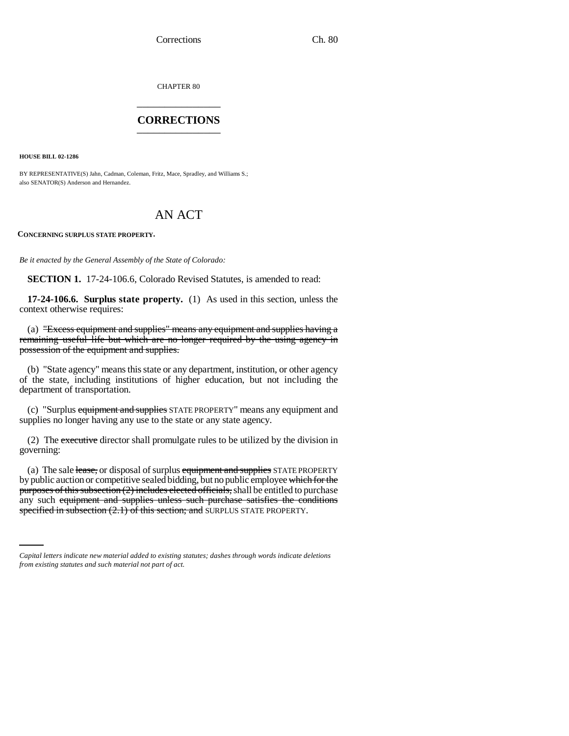CHAPTER 80

# CORRECTIONS

**HOUSE BILL 02-1286**

BY REPRESENTATIVE(S) Jahn, Cadman, Coleman, Fritz, Mace, Spradley, and Williams S.; also SENATOR(S) Anderson and Hernandez.

# AN ACT

**CONCERNING SURPLUS STATE PROPERTY.**

*Be it enacted by the General Assembly of the State of Colorado:*

**SECTION 1.** 17-24-106.6, Colorado Revised Statutes, is amended to read:

**17-24-106.6. Surplus state property.** (1) As used in this section, unless the context otherwise requires:

(a) ~~"Excess equipment and supplies" means any equipment and supplies having a remaining useful life but which are no longer required by the using agency in possession of the equipment and supplies.~~

(b) "State agency" means this state or any department, institution, or other agency of the state, including institutions of higher education, but not including the department of transportation.

(c) "Surplus ~~equipment and supplies~~ STATE PROPERTY" means any equipment and supplies no longer having any use to the state or any state agency.

(2) The ~~executive~~ director shall promulgate rules to be utilized by the division in governing:

(a) The sale ~~lease,~~ or disposal of surplus ~~equipment and supplies~~ STATE PROPERTY by public auction or competitive sealed bidding, but no public employee ~~which for the purposes of this subsection (2) includes elected officials,~~ shall be entitled to purchase any such ~~equipment and supplies unless such purchase satisfies the conditions specified in subsection (2.1) of this section; and~~ SURPLUS STATE PROPERTY.

*Capital letters indicate new material added to existing statutes; dashes through words indicate deletions from existing statutes and such material not part of act.*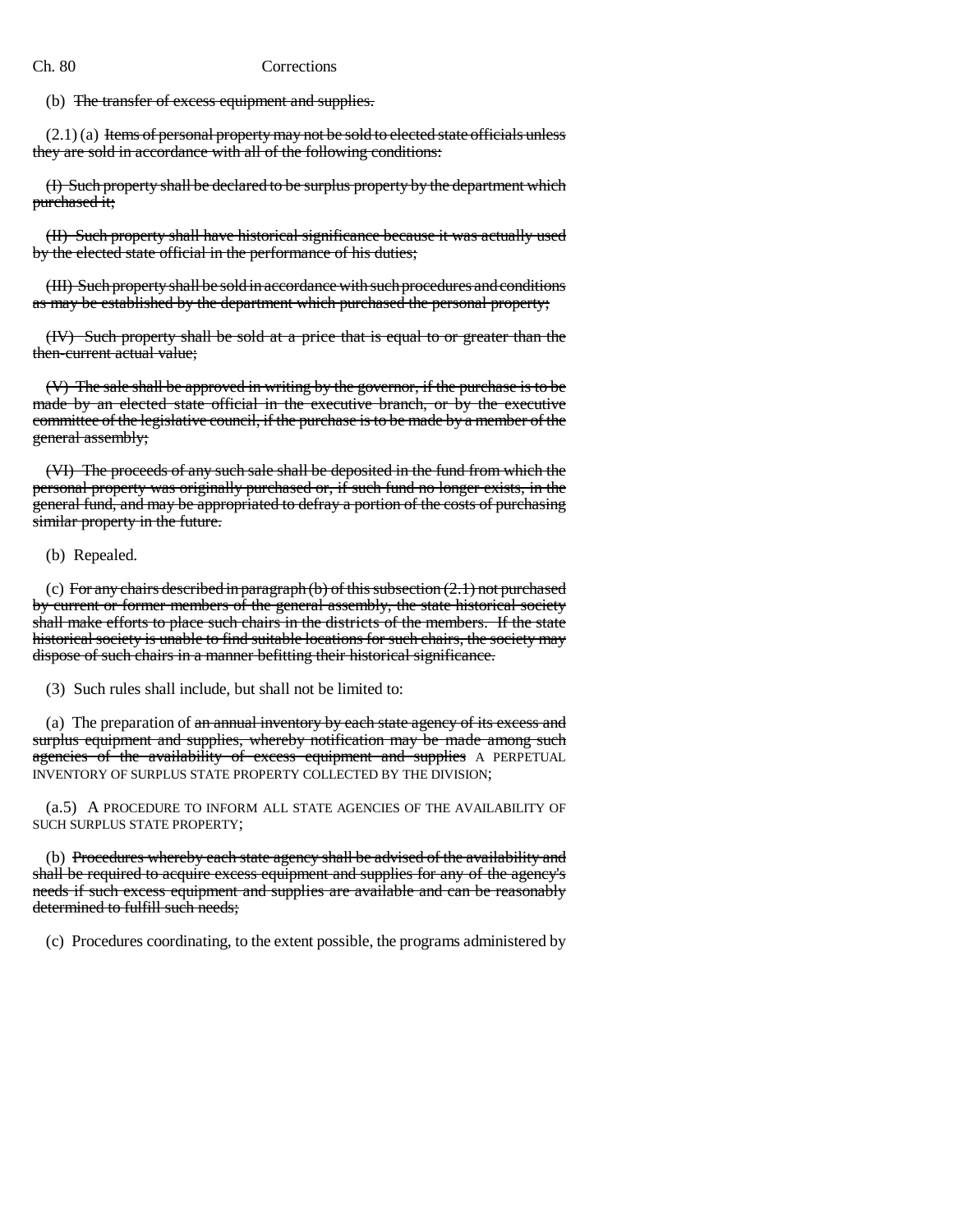(b) ~~The transfer of excess equipment and supplies.~~

(2.1) (a) ~~Items of personal property may not be sold to elected state officials unless they are sold in accordance with all of the following conditions:~~

~~(I) Such property shall be declared to be surplus property by the department which purchased it;~~

~~(II) Such property shall have historical significance because it was actually used by the elected state official in the performance of his duties;~~

~~(III) Such property shall be sold in accordance with such procedures and conditions as may be established by the department which purchased the personal property;~~

~~(IV) Such property shall be sold at a price that is equal to or greater than the then-current actual value;~~

~~(V) The sale shall be approved in writing by the governor, if the purchase is to be made by an elected state official in the executive branch, or by the executive committee of the legislative council, if the purchase is to be made by a member of the general assembly;~~

~~(VI) The proceeds of any such sale shall be deposited in the fund from which the personal property was originally purchased or, if such fund no longer exists, in the general fund, and may be appropriated to defray a portion of the costs of purchasing similar property in the future.~~

(b) Repealed.

(c) ~~For any chairs described in paragraph (b) of this subsection (2.1) not purchased by current or former members of the general assembly, the state historical society shall make efforts to place such chairs in the districts of the members. If the state historical society is unable to find suitable locations for such chairs, the society may dispose of such chairs in a manner befitting their historical significance.~~

(3) Such rules shall include, but shall not be limited to:

(a) The preparation of ~~an annual inventory by each state agency of its excess and surplus equipment and supplies, whereby notification may be made among such agencies of the availability of excess equipment and supplies~~ A PERPETUAL INVENTORY OF SURPLUS STATE PROPERTY COLLECTED BY THE DIVISION;

(a.5) A PROCEDURE TO INFORM ALL STATE AGENCIES OF THE AVAILABILITY OF SUCH SURPLUS STATE PROPERTY;

(b) ~~Procedures whereby each state agency shall be advised of the availability and shall be required to acquire excess equipment and supplies for any of the agency's needs if such excess equipment and supplies are available and can be reasonably determined to fulfill such needs;~~

(c) Procedures coordinating, to the extent possible, the programs administered by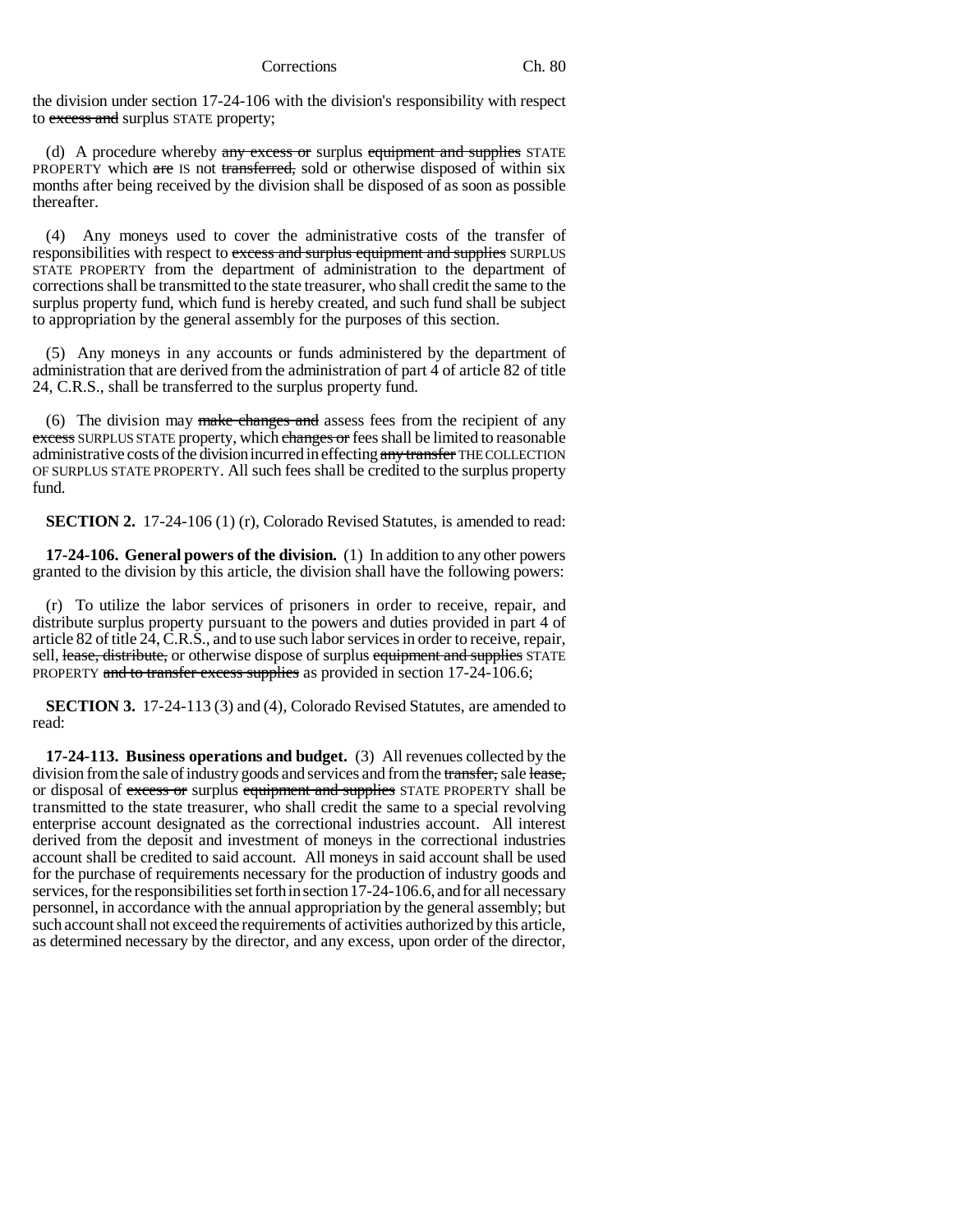the division under section 17-24-106 with the division's responsibility with respect to ~~excess and~~ surplus STATE property;

(d) A procedure whereby ~~any excess or~~ surplus ~~equipment and supplies~~ STATE PROPERTY which ~~are~~ IS not ~~transferred,~~ sold or otherwise disposed of within six months after being received by the division shall be disposed of as soon as possible thereafter.

(4) Any moneys used to cover the administrative costs of the transfer of responsibilities with respect to ~~excess and surplus equipment and supplies~~ SURPLUS STATE PROPERTY from the department of administration to the department of corrections shall be transmitted to the state treasurer, who shall credit the same to the surplus property fund, which fund is hereby created, and such fund shall be subject to appropriation by the general assembly for the purposes of this section.

(5) Any moneys in any accounts or funds administered by the department of administration that are derived from the administration of part 4 of article 82 of title 24, C.R.S., shall be transferred to the surplus property fund.

(6) The division may ~~make changes and~~ assess fees from the recipient of any ~~excess~~ SURPLUS STATE property, which ~~changes or~~ fees shall be limited to reasonable administrative costs of the division incurred in effecting ~~any transfer~~ THE COLLECTION OF SURPLUS STATE PROPERTY. All such fees shall be credited to the surplus property fund.

**SECTION 2.** 17-24-106 (1) (r), Colorado Revised Statutes, is amended to read:

**17-24-106. General powers of the division.** (1) In addition to any other powers granted to the division by this article, the division shall have the following powers:

(r) To utilize the labor services of prisoners in order to receive, repair, and distribute surplus property pursuant to the powers and duties provided in part 4 of article 82 of title 24, C.R.S., and to use such labor services in order to receive, repair, sell, ~~lease, distribute,~~ or otherwise dispose of surplus ~~equipment and supplies~~ STATE PROPERTY ~~and to transfer excess supplies~~ as provided in section 17-24-106.6;

**SECTION 3.** 17-24-113 (3) and (4), Colorado Revised Statutes, are amended to read:

**17-24-113. Business operations and budget.** (3) All revenues collected by the division from the sale of industry goods and services and from the ~~transfer,~~ sale ~~lease,~~ or disposal of ~~excess or~~ surplus ~~equipment and supplies~~ STATE PROPERTY shall be transmitted to the state treasurer, who shall credit the same to a special revolving enterprise account designated as the correctional industries account. All interest derived from the deposit and investment of moneys in the correctional industries account shall be credited to said account. All moneys in said account shall be used for the purchase of requirements necessary for the production of industry goods and services, for the responsibilities set forth in section 17-24-106.6, and for all necessary personnel, in accordance with the annual appropriation by the general assembly; but such account shall not exceed the requirements of activities authorized by this article, as determined necessary by the director, and any excess, upon order of the director,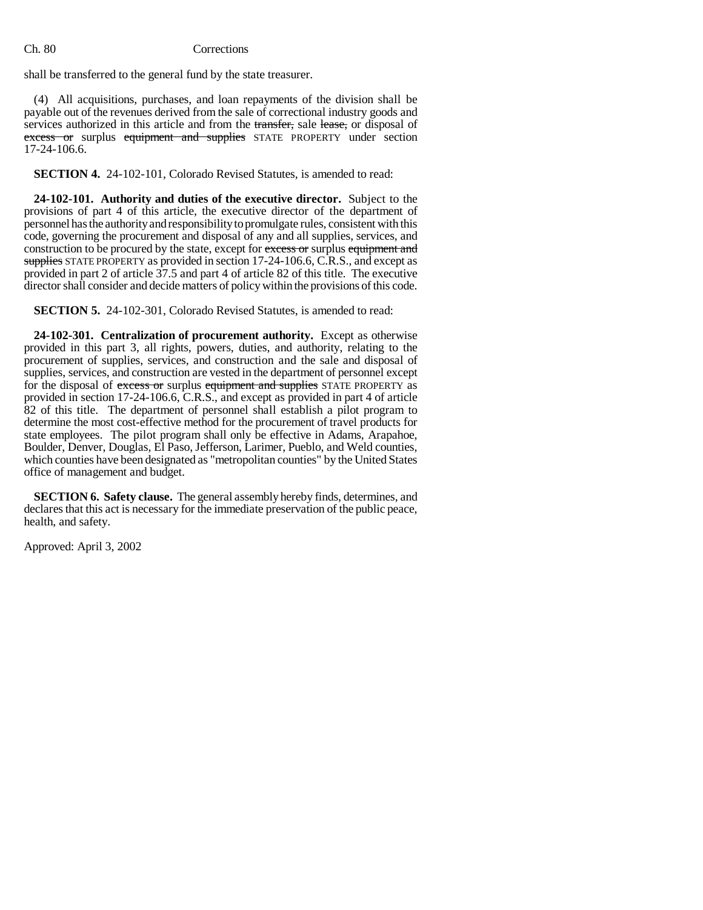shall be transferred to the general fund by the state treasurer.

(4) All acquisitions, purchases, and loan repayments of the division shall be payable out of the revenues derived from the sale of correctional industry goods and services authorized in this article and from the ~~transfer,~~ sale ~~lease,~~ or disposal of ~~excess or~~ surplus ~~equipment and supplies~~ STATE PROPERTY under section 17-24-106.6.

**SECTION 4.** 24-102-101, Colorado Revised Statutes, is amended to read:

**24-102-101. Authority and duties of the executive director.** Subject to the provisions of part 4 of this article, the executive director of the department of personnel has the authority and responsibility to promulgate rules, consistent with this code, governing the procurement and disposal of any and all supplies, services, and construction to be procured by the state, except for ~~excess or~~ surplus ~~equipment and supplies~~ STATE PROPERTY as provided in section 17-24-106.6, C.R.S., and except as provided in part 2 of article 37.5 and part 4 of article 82 of this title. The executive director shall consider and decide matters of policy within the provisions of this code.

**SECTION 5.** 24-102-301, Colorado Revised Statutes, is amended to read:

**24-102-301. Centralization of procurement authority.** Except as otherwise provided in this part 3, all rights, powers, duties, and authority, relating to the procurement of supplies, services, and construction and the sale and disposal of supplies, services, and construction are vested in the department of personnel except for the disposal of ~~excess or~~ surplus ~~equipment and supplies~~ STATE PROPERTY as provided in section 17-24-106.6, C.R.S., and except as provided in part 4 of article 82 of this title. The department of personnel shall establish a pilot program to determine the most cost-effective method for the procurement of travel products for state employees. The pilot program shall only be effective in Adams, Arapahoe, Boulder, Denver, Douglas, El Paso, Jefferson, Larimer, Pueblo, and Weld counties, which counties have been designated as "metropolitan counties" by the United States office of management and budget.

**SECTION 6. Safety clause.** The general assembly hereby finds, determines, and declares that this act is necessary for the immediate preservation of the public peace, health, and safety.

Approved: April 3, 2002